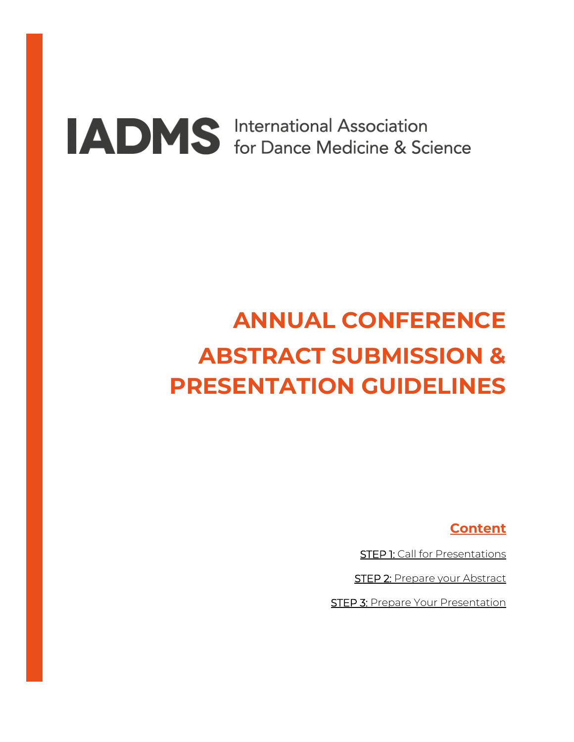**IADMS** International Association for Dance Medicine & Science

# ANNUAL CONFERENCE ABSTRACT SUBMISSION & PRESENTATION GUIDELINES

## Content

STEP 1: Call for Presentations

STEP 2: Prepare your Abstract

STEP 3: Prepare Your Presentation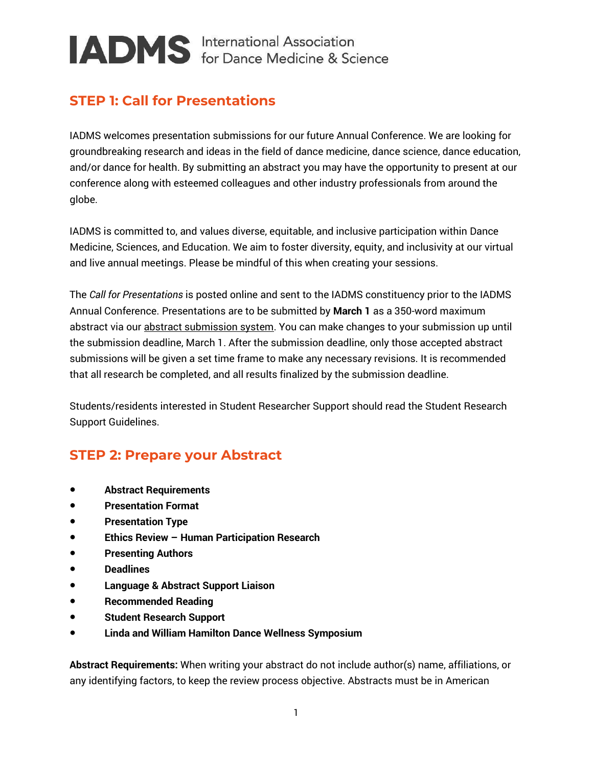# IADMS International Association for Dance Medicine & Science

## STEP 1: Call for Presentations

IADMS welcomes presentation submissions for our future Annual Conference. We are looking for groundbreaking research and ideas in the field of dance medicine, dance science, dance education, and/or dance for health. By submitting an abstract you may have the opportunity to present at our conference along with esteemed colleagues and other industry professionals from around the globe.

IADMS is committed to, and values diverse, equitable, and inclusive participation within Dance Medicine, Sciences, and Education. We aim to foster diversity, equity, and inclusivity at our virtual and live annual meetings. Please be mindful of this when creating your sessions.

The *Call for Presentations* is posted online and sent to the IADMS constituency prior to the IADMS Annual Conference. Presentations are to be submitted by **March 1** as a 350-word maximum abstract via our abstract submission system. You can make changes to your submission up until the submission deadline, March 1. After the submission deadline, only those accepted abstract submissions will be given a set time frame to make any necessary revisions. It is recommended that all research be completed, and all results finalized by the submission deadline.

Students/residents interested in Student Researcher Support should read the Student Research Support Guidelines.

## STEP 2: Prepare your Abstract

- **Abstract Requirements**
- **Presentation Format**
- **Presentation Type**
- **Ethics Review – Human Participation Research**
- **Presenting Authors**
- **Deadlines**
- **Language & Abstract Support Liaison**
- **Recommended Reading**
- **Student Research Support**
- **Linda and William Hamilton Dance Wellness Symposium**

**Abstract Requirements:** When writing your abstract do not include author(s) name, affiliations, or any identifying factors, to keep the review process objective. Abstracts must be in American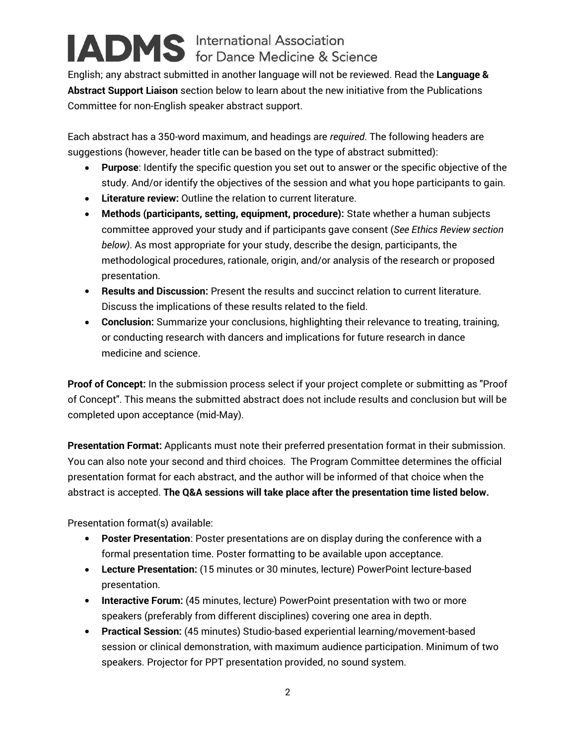English; any abstract submitted in another language will not be reviewed. Read the **Language & Abstract Support Liaison** section below to learn about the new initiative from the Publications Committee for non-English speaker abstract support.

Each abstract has a 350-word maximum, and headings are *required*. The following headers are suggestions (however, header title can be based on the type of abstract submitted):

- **Purpose**: Identify the specific question you set out to answer or the specific objective of the study. And/or identify the objectives of the session and what you hope participants to gain.
- **Literature review:** Outline the relation to current literature.
- **Methods (participants, setting, equipment, procedure):** State whether a human subjects committee approved your study and if participants gave consent (*See Ethics Review section below)*. As most appropriate for your study, describe the design, participants, the methodological procedures, rationale, origin, and/or analysis of the research or proposed presentation.
- **Results and Discussion:** Present the results and succinct relation to current literature. Discuss the implications of these results related to the field.
- **Conclusion:** Summarize your conclusions, highlighting their relevance to treating, training, or conducting research with dancers and implications for future research in dance medicine and science.

**Proof of Concept:** In the submission process select if your project complete or submitting as "Proof of Concept". This means the submitted abstract does not include results and conclusion but will be completed upon acceptance (mid-May).

**Presentation Format:** Applicants must note their preferred presentation format in their submission. You can also note your second and third choices. The Program Committee determines the official presentation format for each abstract, and the author will be informed of that choice when the abstract is accepted. **The Q&A sessions will take place after the presentation time listed below.**

Presentation format(s) available:

- **Poster Presentation**: Poster presentations are on display during the conference with a formal presentation time. Poster formatting to be available upon acceptance.
- **Lecture Presentation:** (15 minutes or 30 minutes, lecture) PowerPoint lecture-based presentation.
- **Interactive Forum:** (45 minutes, lecture) PowerPoint presentation with two or more speakers (preferably from different disciplines) covering one area in depth.
- **Practical Session:** (45 minutes) Studio-based experiential learning/movement-based session or clinical demonstration, with maximum audience participation. Minimum of two speakers. Projector for PPT presentation provided, no sound system.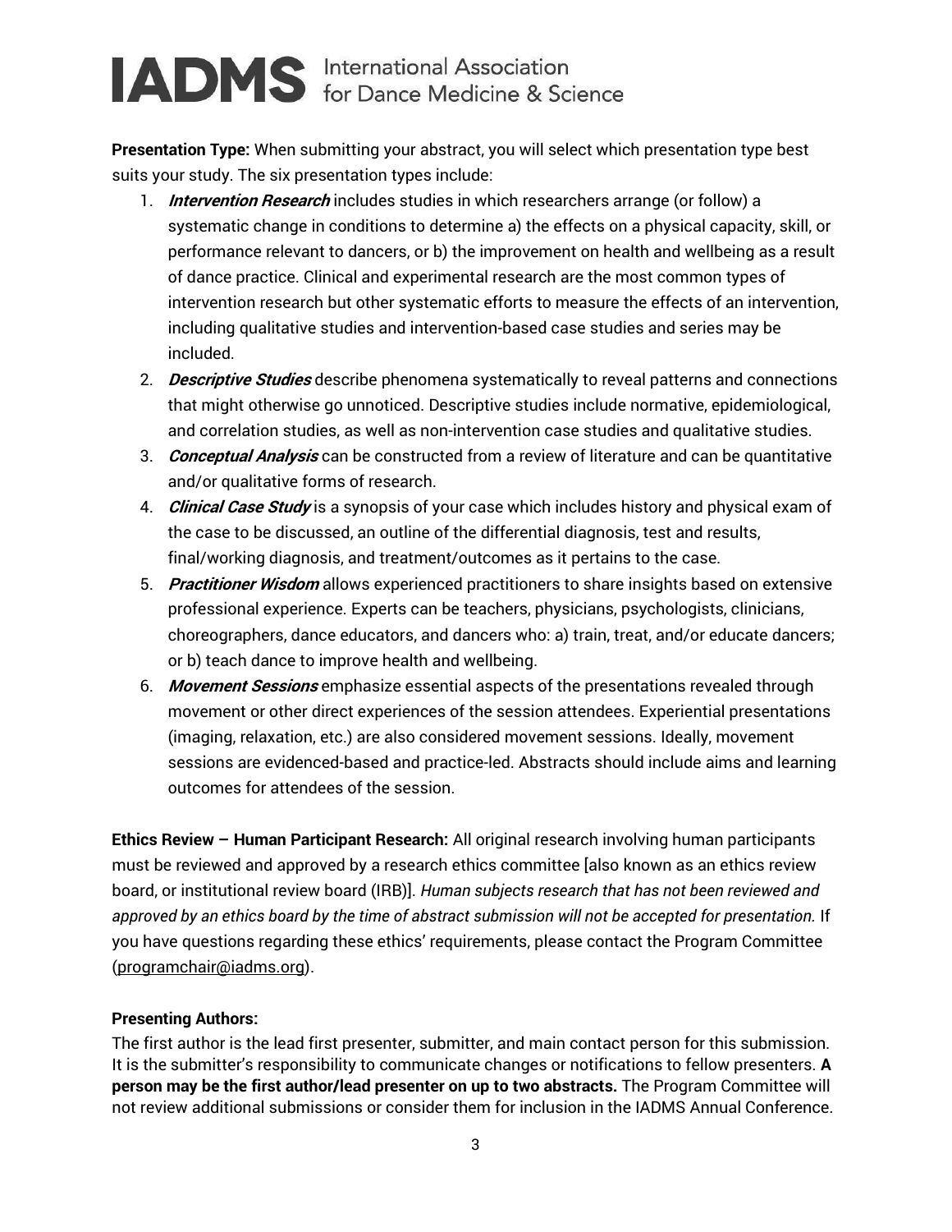**Presentation Type:** When submitting your abstract, you will select which presentation type best suits your study. The six presentation types include:

1. ***Intervention Research*** includes studies in which researchers arrange (or follow) a systematic change in conditions to determine a) the effects on a physical capacity, skill, or performance relevant to dancers, or b) the improvement on health and wellbeing as a result of dance practice. Clinical and experimental research are the most common types of intervention research but other systematic efforts to measure the effects of an intervention, including qualitative studies and intervention-based case studies and series may be included.
2. ***Descriptive Studies*** describe phenomena systematically to reveal patterns and connections that might otherwise go unnoticed. Descriptive studies include normative, epidemiological, and correlation studies, as well as non-intervention case studies and qualitative studies.
3. ***Conceptual Analysis*** can be constructed from a review of literature and can be quantitative and/or qualitative forms of research.
4. ***Clinical Case Study*** is a synopsis of your case which includes history and physical exam of the case to be discussed, an outline of the differential diagnosis, test and results, final/working diagnosis, and treatment/outcomes as it pertains to the case.
5. ***Practitioner Wisdom*** allows experienced practitioners to share insights based on extensive professional experience. Experts can be teachers, physicians, psychologists, clinicians, choreographers, dance educators, and dancers who: a) train, treat, and/or educate dancers; or b) teach dance to improve health and wellbeing.
6. ***Movement Sessions*** emphasize essential aspects of the presentations revealed through movement or other direct experiences of the session attendees. Experiential presentations (imaging, relaxation, etc.) are also considered movement sessions. Ideally, movement sessions are evidenced-based and practice-led. Abstracts should include aims and learning outcomes for attendees of the session.

**Ethics Review – Human Participant Research:** All original research involving human participants must be reviewed and approved by a research ethics committee [also known as an ethics review board, or institutional review board (IRB)]. *Human subjects research that has not been reviewed and approved by an ethics board by the time of abstract submission will not be accepted for presentation.* If you have questions regarding these ethics' requirements, please contact the Program Committee (programchair@iadms.org).

**Presenting Authors:**

The first author is the lead first presenter, submitter, and main contact person for this submission. It is the submitter's responsibility to communicate changes or notifications to fellow presenters. **A person may be the first author/lead presenter on up to two abstracts.** The Program Committee will not review additional submissions or consider them for inclusion in the IADMS Annual Conference.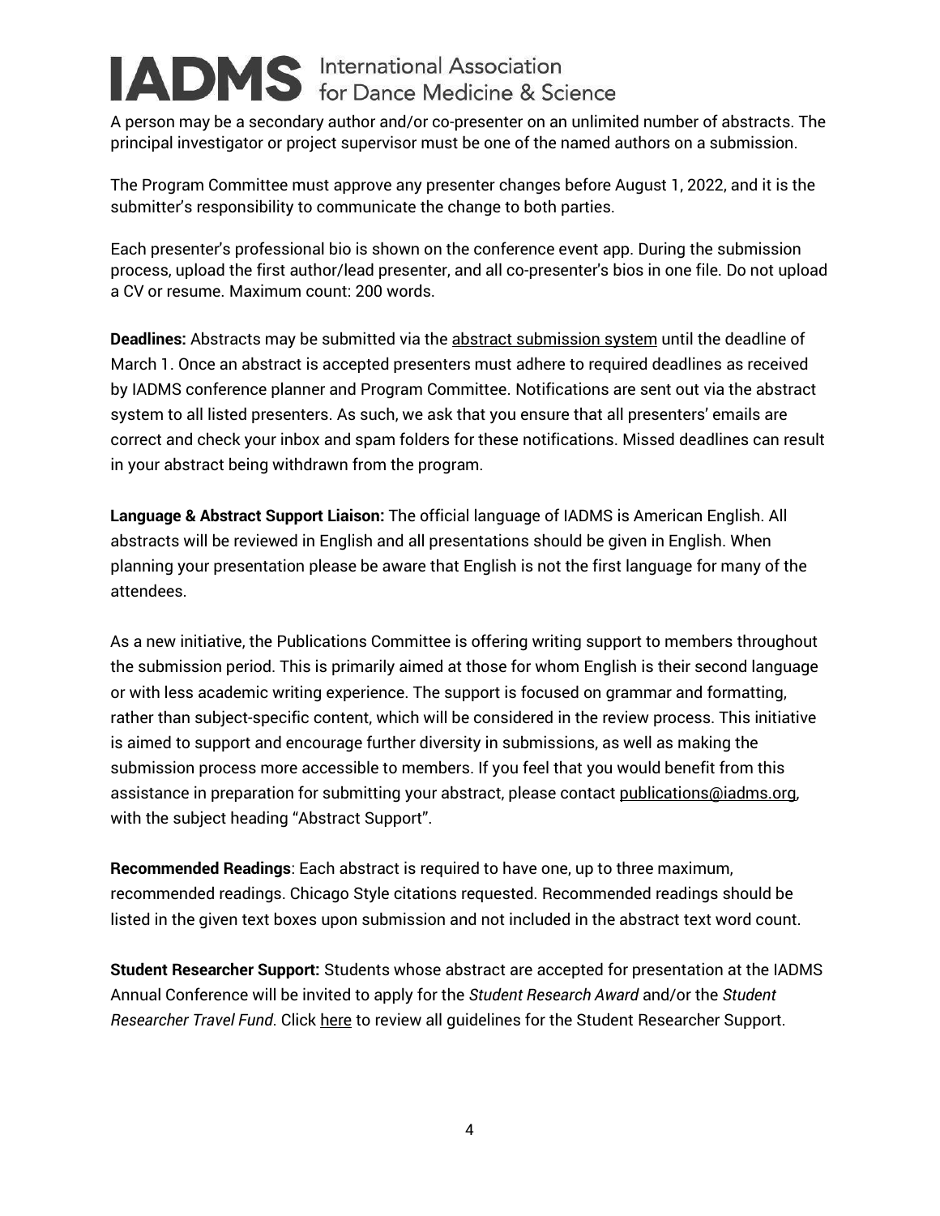A person may be a secondary author and/or co-presenter on an unlimited number of abstracts. The principal investigator or project supervisor must be one of the named authors on a submission.

The Program Committee must approve any presenter changes before August 1, 2022, and it is the submitter's responsibility to communicate the change to both parties.

Each presenter's professional bio is shown on the conference event app. During the submission process, upload the first author/lead presenter, and all co-presenter's bios in one file. Do not upload a CV or resume. Maximum count: 200 words.

**Deadlines:** Abstracts may be submitted via the abstract submission system until the deadline of March 1. Once an abstract is accepted presenters must adhere to required deadlines as received by IADMS conference planner and Program Committee. Notifications are sent out via the abstract system to all listed presenters. As such, we ask that you ensure that all presenters' emails are correct and check your inbox and spam folders for these notifications. Missed deadlines can result in your abstract being withdrawn from the program.

**Language & Abstract Support Liaison:** The official language of IADMS is American English. All abstracts will be reviewed in English and all presentations should be given in English. When planning your presentation please be aware that English is not the first language for many of the attendees.

As a new initiative, the Publications Committee is offering writing support to members throughout the submission period. This is primarily aimed at those for whom English is their second language or with less academic writing experience. The support is focused on grammar and formatting, rather than subject-specific content, which will be considered in the review process. This initiative is aimed to support and encourage further diversity in submissions, as well as making the submission process more accessible to members. If you feel that you would benefit from this assistance in preparation for submitting your abstract, please contact publications@iadms.org, with the subject heading "Abstract Support".

**Recommended Readings**: Each abstract is required to have one, up to three maximum, recommended readings. Chicago Style citations requested. Recommended readings should be listed in the given text boxes upon submission and not included in the abstract text word count.

**Student Researcher Support:** Students whose abstract are accepted for presentation at the IADMS Annual Conference will be invited to apply for the *Student Research Award* and/or the *Student Researcher Travel Fund*. Click here to review all guidelines for the Student Researcher Support.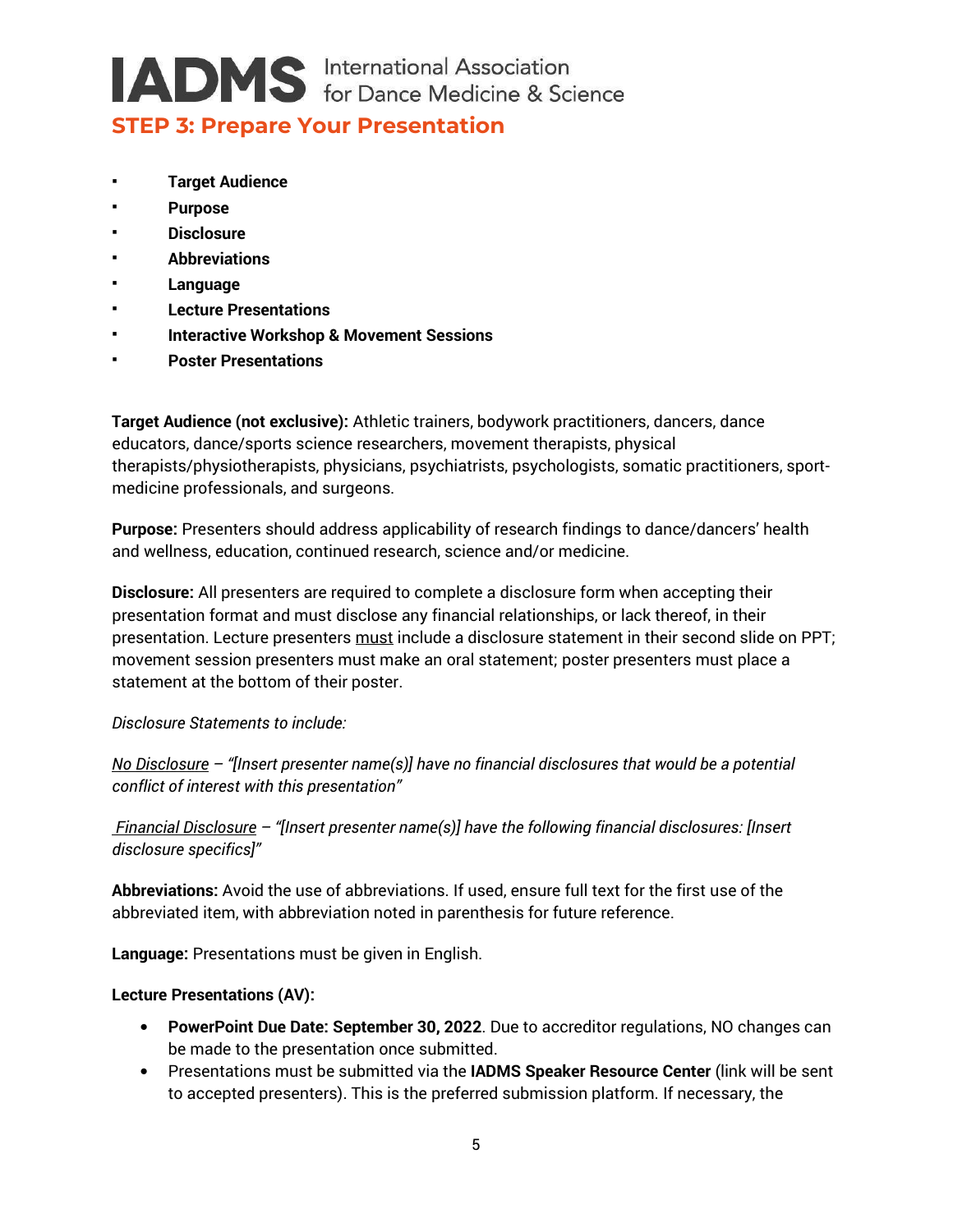# STEP 3: Prepare Your Presentation

- **Target Audience**
- **Purpose**
- **Disclosure**
- **Abbreviations**
- **Language**
- **Lecture Presentations**
- **Interactive Workshop & Movement Sessions**
- **Poster Presentations**

**Target Audience (not exclusive):** Athletic trainers, bodywork practitioners, dancers, dance educators, dance/sports science researchers, movement therapists, physical therapists/physiotherapists, physicians, psychiatrists, psychologists, somatic practitioners, sport-medicine professionals, and surgeons.

**Purpose:** Presenters should address applicability of research findings to dance/dancers' health and wellness, education, continued research, science and/or medicine.

**Disclosure:** All presenters are required to complete a disclosure form when accepting their presentation format and must disclose any financial relationships, or lack thereof, in their presentation. Lecture presenters <u>must</u> include a disclosure statement in their second slide on PPT; movement session presenters must make an oral statement; poster presenters must place a statement at the bottom of their poster.

*Disclosure Statements to include:*

*<u>No Disclosure</u> – "[Insert presenter name(s)] have no financial disclosures that would be a potential conflict of interest with this presentation"*

*<u>Financial Disclosure</u> – "[Insert presenter name(s)] have the following financial disclosures: [Insert disclosure specifics]"*

**Abbreviations:** Avoid the use of abbreviations. If used, ensure full text for the first use of the abbreviated item, with abbreviation noted in parenthesis for future reference.

**Language:** Presentations must be given in English.

**Lecture Presentations (AV):**

- **PowerPoint Due Date: September 30, 2022**. Due to accreditor regulations, NO changes can be made to the presentation once submitted.
- Presentations must be submitted via the **IADMS Speaker Resource Center** (link will be sent to accepted presenters). This is the preferred submission platform. If necessary, the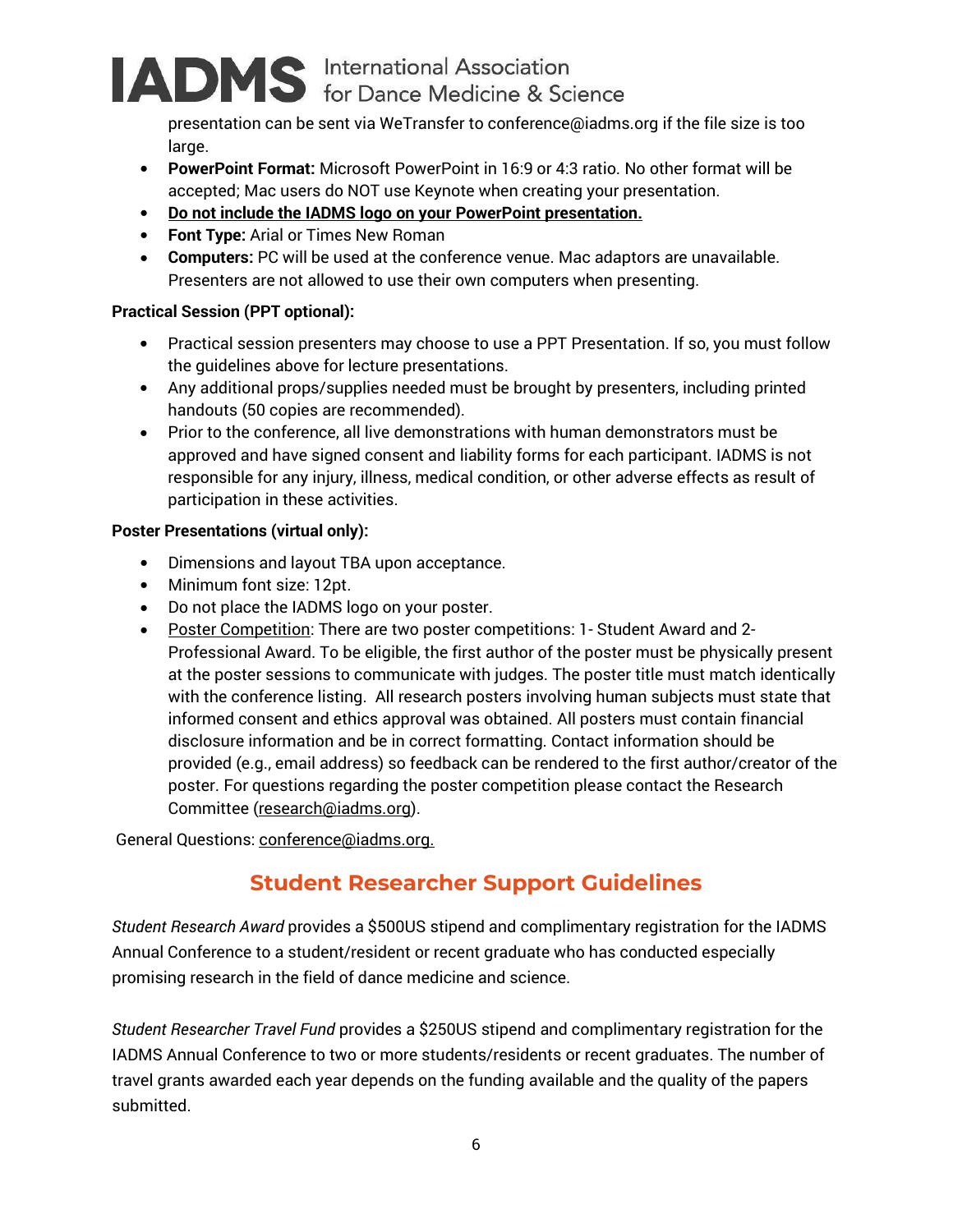presentation can be sent via WeTransfer to conference@iadms.org if the file size is too large.

- **PowerPoint Format:** Microsoft PowerPoint in 16:9 or 4:3 ratio. No other format will be accepted; Mac users do NOT use Keynote when creating your presentation.
- **Do not include the IADMS logo on your PowerPoint presentation.**
- **Font Type:** Arial or Times New Roman
- **Computers:** PC will be used at the conference venue. Mac adaptors are unavailable. Presenters are not allowed to use their own computers when presenting.

**Practical Session (PPT optional):**

- Practical session presenters may choose to use a PPT Presentation. If so, you must follow the guidelines above for lecture presentations.
- Any additional props/supplies needed must be brought by presenters, including printed handouts (50 copies are recommended).
- Prior to the conference, all live demonstrations with human demonstrators must be approved and have signed consent and liability forms for each participant. IADMS is not responsible for any injury, illness, medical condition, or other adverse effects as result of participation in these activities.

**Poster Presentations (virtual only):**

- Dimensions and layout TBA upon acceptance.
- Minimum font size: 12pt.
- Do not place the IADMS logo on your poster.
- Poster Competition: There are two poster competitions: 1- Student Award and 2- Professional Award. To be eligible, the first author of the poster must be physically present at the poster sessions to communicate with judges. The poster title must match identically with the conference listing. All research posters involving human subjects must state that informed consent and ethics approval was obtained. All posters must contain financial disclosure information and be in correct formatting. Contact information should be provided (e.g., email address) so feedback can be rendered to the first author/creator of the poster. For questions regarding the poster competition please contact the Research Committee (research@iadms.org).

General Questions: conference@iadms.org.

## Student Researcher Support Guidelines

*Student Research Award* provides a $500US stipend and complimentary registration for the IADMS Annual Conference to a student/resident or recent graduate who has conducted especially promising research in the field of dance medicine and science.

*Student Researcher Travel Fund* provides a $250US stipend and complimentary registration for the IADMS Annual Conference to two or more students/residents or recent graduates. The number of travel grants awarded each year depends on the funding available and the quality of the papers submitted.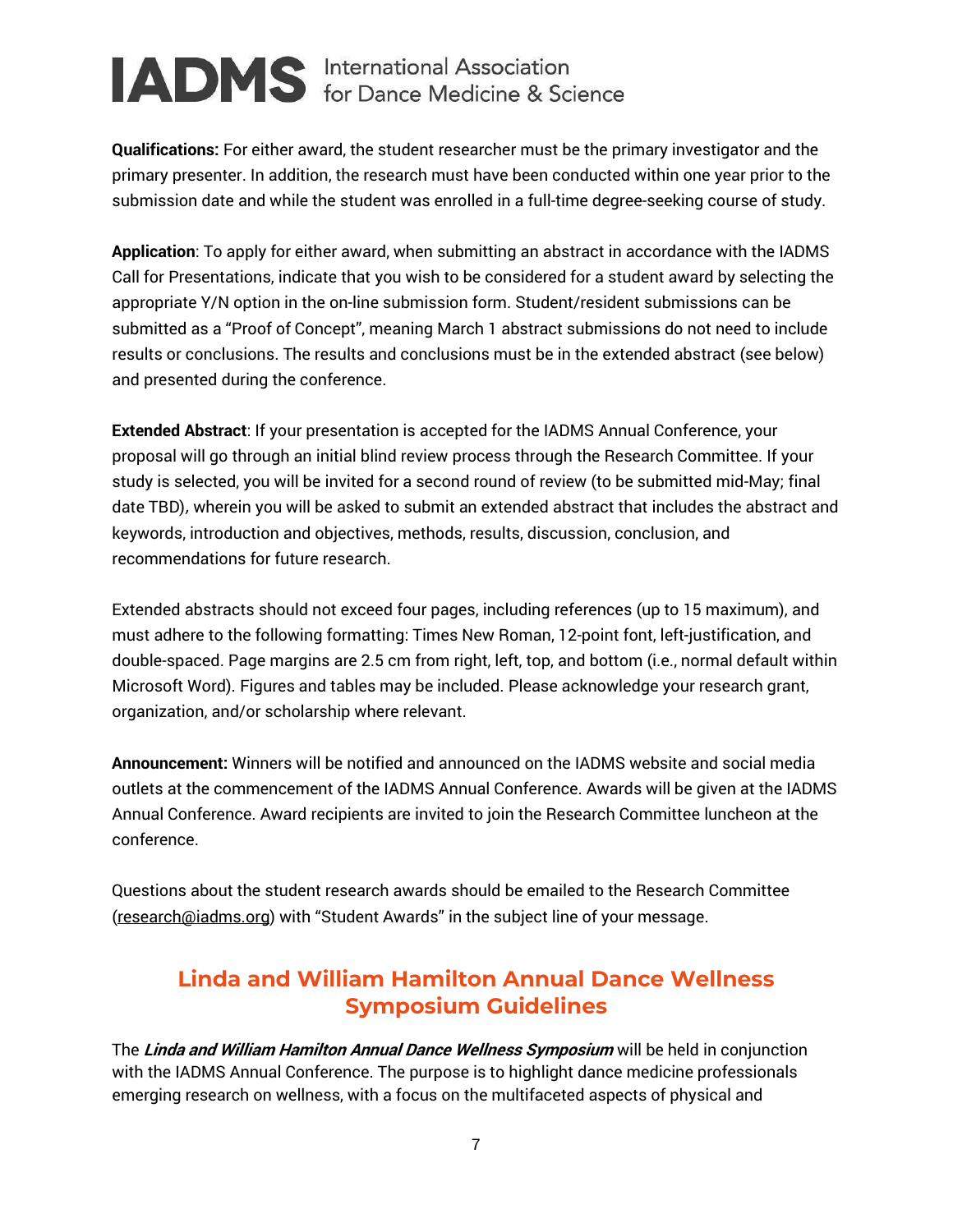**Qualifications:** For either award, the student researcher must be the primary investigator and the primary presenter. In addition, the research must have been conducted within one year prior to the submission date and while the student was enrolled in a full-time degree-seeking course of study.

**Application**: To apply for either award, when submitting an abstract in accordance with the IADMS Call for Presentations, indicate that you wish to be considered for a student award by selecting the appropriate Y/N option in the on-line submission form. Student/resident submissions can be submitted as a "Proof of Concept", meaning March 1 abstract submissions do not need to include results or conclusions. The results and conclusions must be in the extended abstract (see below) and presented during the conference.

**Extended Abstract**: If your presentation is accepted for the IADMS Annual Conference, your proposal will go through an initial blind review process through the Research Committee. If your study is selected, you will be invited for a second round of review (to be submitted mid-May; final date TBD), wherein you will be asked to submit an extended abstract that includes the abstract and keywords, introduction and objectives, methods, results, discussion, conclusion, and recommendations for future research.

Extended abstracts should not exceed four pages, including references (up to 15 maximum), and must adhere to the following formatting: Times New Roman, 12-point font, left-justification, and double-spaced. Page margins are 2.5 cm from right, left, top, and bottom (i.e., normal default within Microsoft Word). Figures and tables may be included. Please acknowledge your research grant, organization, and/or scholarship where relevant.

**Announcement:** Winners will be notified and announced on the IADMS website and social media outlets at the commencement of the IADMS Annual Conference. Awards will be given at the IADMS Annual Conference. Award recipients are invited to join the Research Committee luncheon at the conference.

Questions about the student research awards should be emailed to the Research Committee (research@iadms.org) with "Student Awards" in the subject line of your message.

## Linda and William Hamilton Annual Dance Wellness Symposium Guidelines

The ***Linda and William Hamilton Annual Dance Wellness Symposium*** will be held in conjunction with the IADMS Annual Conference. The purpose is to highlight dance medicine professionals emerging research on wellness, with a focus on the multifaceted aspects of physical and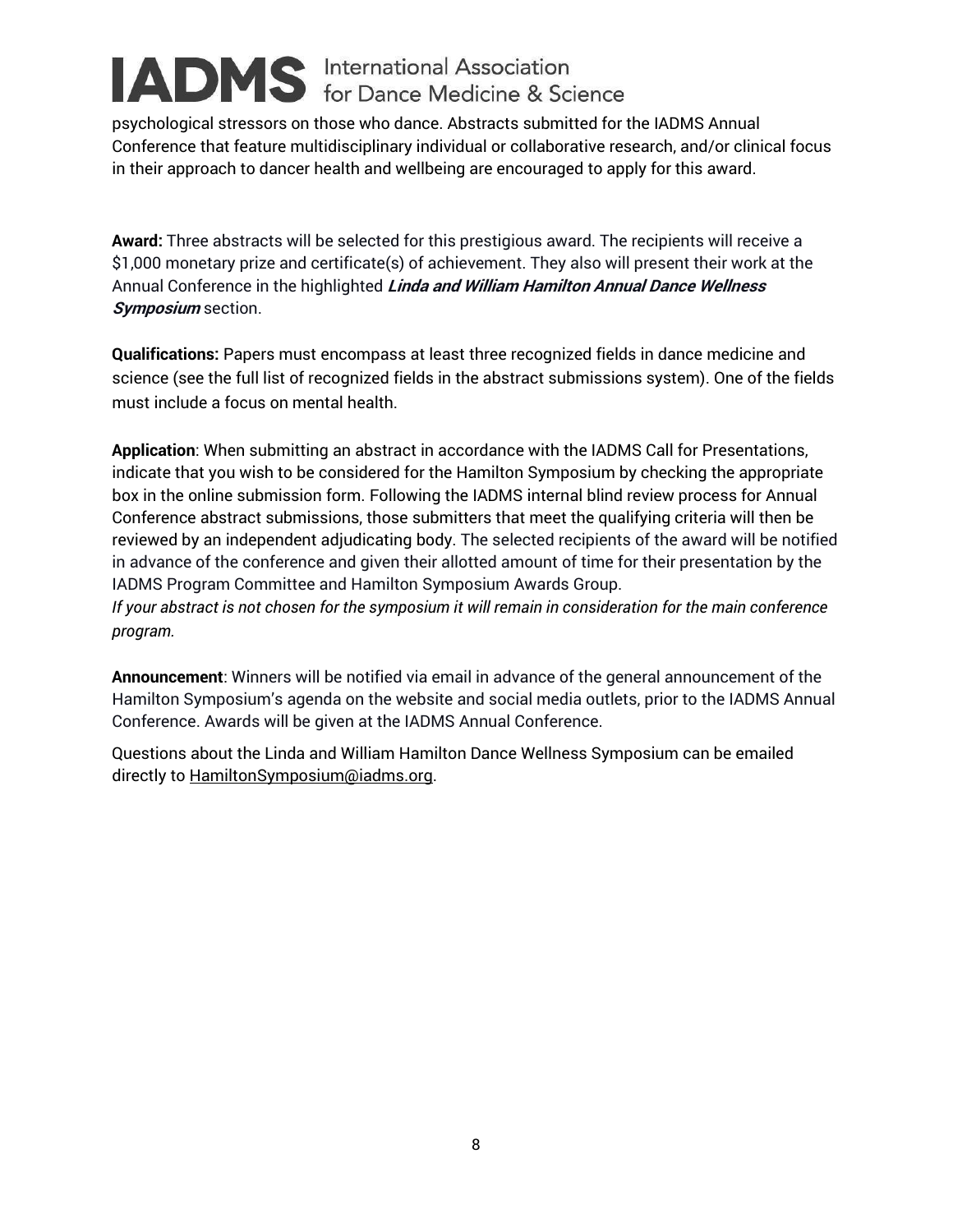psychological stressors on those who dance. Abstracts submitted for the IADMS Annual Conference that feature multidisciplinary individual or collaborative research, and/or clinical focus in their approach to dancer health and wellbeing are encouraged to apply for this award.

**Award:** Three abstracts will be selected for this prestigious award. The recipients will receive a $1,000 monetary prize and certificate(s) of achievement. They also will present their work at the Annual Conference in the highlighted ***Linda and William Hamilton Annual Dance Wellness Symposium*** section.

**Qualifications:** Papers must encompass at least three recognized fields in dance medicine and science (see the full list of recognized fields in the abstract submissions system). One of the fields must include a focus on mental health.

**Application**: When submitting an abstract in accordance with the IADMS Call for Presentations, indicate that you wish to be considered for the Hamilton Symposium by checking the appropriate box in the online submission form. Following the IADMS internal blind review process for Annual Conference abstract submissions, those submitters that meet the qualifying criteria will then be reviewed by an independent adjudicating body. The selected recipients of the award will be notified in advance of the conference and given their allotted amount of time for their presentation by the IADMS Program Committee and Hamilton Symposium Awards Group.
*If your abstract is not chosen for the symposium it will remain in consideration for the main conference program.*

**Announcement**: Winners will be notified via email in advance of the general announcement of the Hamilton Symposium's agenda on the website and social media outlets, prior to the IADMS Annual Conference. Awards will be given at the IADMS Annual Conference.

Questions about the Linda and William Hamilton Dance Wellness Symposium can be emailed directly to HamiltonSymposium@iadms.org.